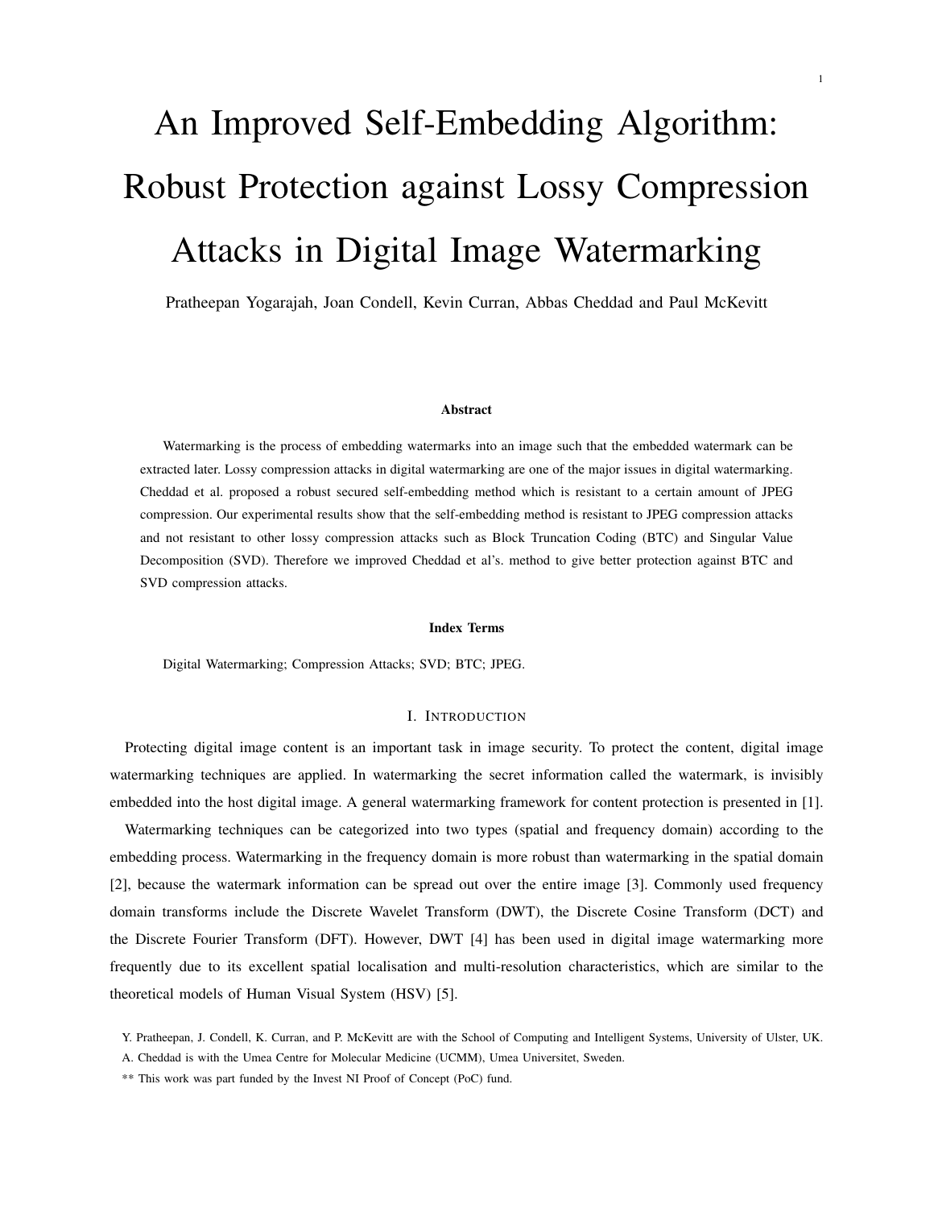# An Improved Self-Embedding Algorithm: Robust Protection against Lossy Compression Attacks in Digital Image Watermarking

Pratheepan Yogarajah, Joan Condell, Kevin Curran, Abbas Cheddad and Paul McKevitt

### Abstract

Watermarking is the process of embedding watermarks into an image such that the embedded watermark can be extracted later. Lossy compression attacks in digital watermarking are one of the major issues in digital watermarking. Cheddad et al. proposed a robust secured self-embedding method which is resistant to a certain amount of JPEG compression. Our experimental results show that the self-embedding method is resistant to JPEG compression attacks and not resistant to other lossy compression attacks such as Block Truncation Coding (BTC) and Singular Value Decomposition (SVD). Therefore we improved Cheddad et al's. method to give better protection against BTC and SVD compression attacks.

### Index Terms

Digital Watermarking; Compression Attacks; SVD; BTC; JPEG.

## I. Introduction

Protecting digital image content is an important task in image security. To protect the content, digital image watermarking techniques are applied. In watermarking the secret information called the watermark, is invisibly embedded into the host digital image. A general watermarking framework for content protection is presented in [1].

Watermarking techniques can be categorized into two types (spatial and frequency domain) according to the embedding process. Watermarking in the frequency domain is more robust than watermarking in the spatial domain [2], because the watermark information can be spread out over the entire image [3]. Commonly used frequency domain transforms include the Discrete Wavelet Transform (DWT), the Discrete Cosine Transform (DCT) and the Discrete Fourier Transform (DFT). However, DWT [4] has been used in digital image watermarking more frequently due to its excellent spatial localisation and multi-resolution characteristics, which are similar to the theoretical models of Human Visual System (HSV) [5].

Y. Pratheepan, J. Condell, K. Curran, and P. McKevitt are with the School of Computing and Intelligent Systems, University of Ulster, UK.

A. Cheddad is with the Umea Centre for Molecular Medicine (UCMM), Umea Universitet, Sweden.

** This work was part funded by the Invest NI Proof of Concept (PoC) fund.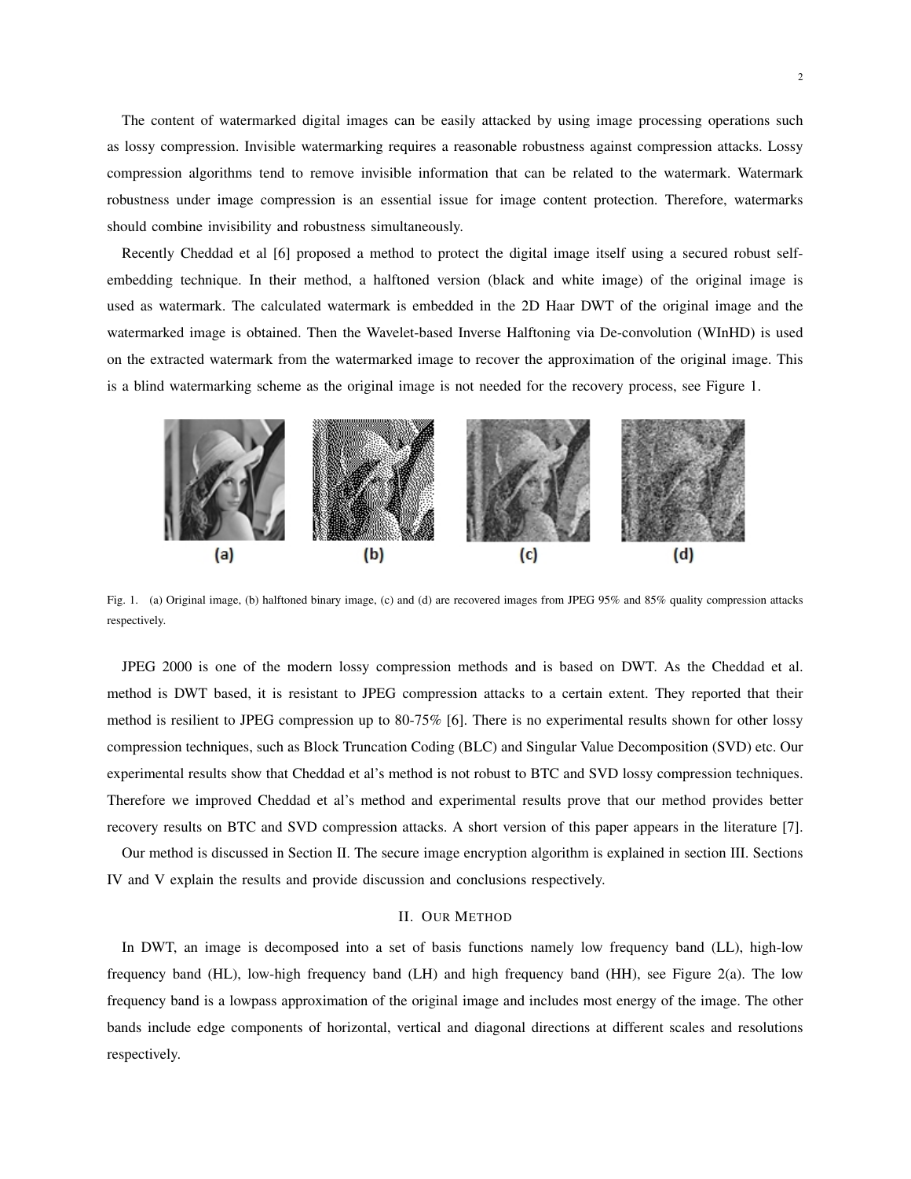The content of watermarked digital images can be easily attacked by using image processing operations such as lossy compression. Invisible watermarking requires a reasonable robustness against compression attacks. Lossy compression algorithms tend to remove invisible information that can be related to the watermark. Watermark robustness under image compression is an essential issue for image content protection. Therefore, watermarks should combine invisibility and robustness simultaneously.

Recently Cheddad et al [6] proposed a method to protect the digital image itself using a secured robust self-embedding technique. In their method, a halftoned version (black and white image) of the original image is used as watermark. The calculated watermark is embedded in the 2D Haar DWT of the original image and the watermarked image is obtained. Then the Wavelet-based Inverse Halftoning via De-convolution (WInHD) is used on the extracted watermark from the watermarked image to recover the approximation of the original image. This is a blind watermarking scheme as the original image is not needed for the recovery process, see Figure 1.

Fig. 1. (a) Original image, (b) halftoned binary image, (c) and (d) are recovered images from JPEG 95% and 85% quality compression attacks respectively.

JPEG 2000 is one of the modern lossy compression methods and is based on DWT. As the Cheddad et al. method is DWT based, it is resistant to JPEG compression attacks to a certain extent. They reported that their method is resilient to JPEG compression up to 80-75% [6]. There is no experimental results shown for other lossy compression techniques, such as Block Truncation Coding (BLC) and Singular Value Decomposition (SVD) etc. Our experimental results show that Cheddad et al's method is not robust to BTC and SVD lossy compression techniques. Therefore we improved Cheddad et al's method and experimental results prove that our method provides better recovery results on BTC and SVD compression attacks. A short version of this paper appears in the literature [7].

Our method is discussed in Section II. The secure image encryption algorithm is explained in section III. Sections IV and V explain the results and provide discussion and conclusions respectively.

## II. Our Method

In DWT, an image is decomposed into a set of basis functions namely low frequency band (LL), high-low frequency band (HL), low-high frequency band (LH) and high frequency band (HH), see Figure 2(a). The low frequency band is a lowpass approximation of the original image and includes most energy of the image. The other bands include edge components of horizontal, vertical and diagonal directions at different scales and resolutions respectively.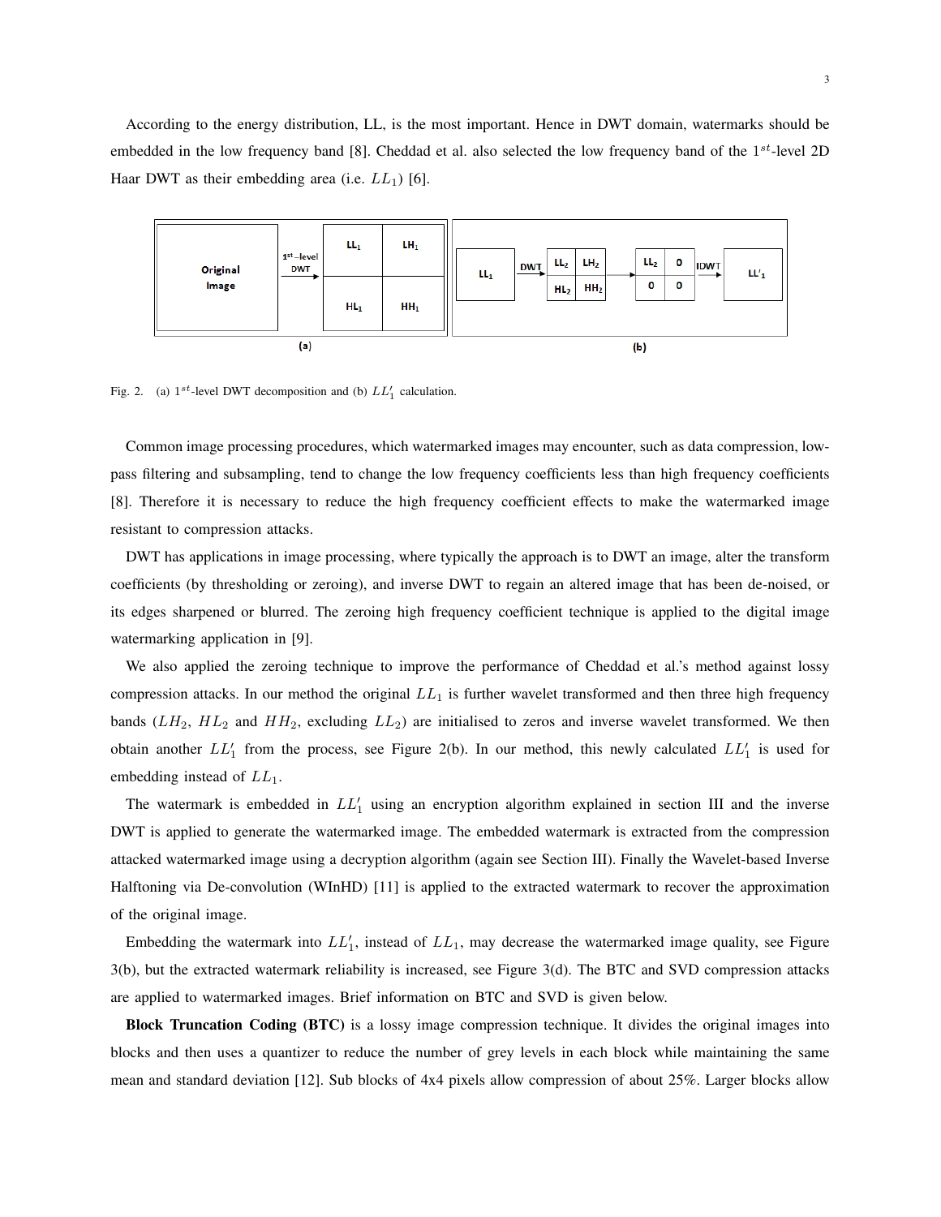According to the energy distribution, LL, is the most important. Hence in DWT domain, watermarks should be embedded in the low frequency band [8]. Cheddad et al. also selected the low frequency band of the $1^{st}$-level 2D Haar DWT as their embedding area (i.e. $LL_1$) [6].

Fig. 2. (a) $1^{st}$-level DWT decomposition and (b) $LL'_1$ calculation.

Common image processing procedures, which watermarked images may encounter, such as data compression, low-pass filtering and subsampling, tend to change the low frequency coefficients less than high frequency coefficients [8]. Therefore it is necessary to reduce the high frequency coefficient effects to make the watermarked image resistant to compression attacks.

DWT has applications in image processing, where typically the approach is to DWT an image, alter the transform coefficients (by thresholding or zeroing), and inverse DWT to regain an altered image that has been de-noised, or its edges sharpened or blurred. The zeroing high frequency coefficient technique is applied to the digital image watermarking application in [9].

We also applied the zeroing technique to improve the performance of Cheddad et al.'s method against lossy compression attacks. In our method the original $LL_1$ is further wavelet transformed and then three high frequency bands ($LH_2$, $HL_2$ and $HH_2$, excluding $LL_2$) are initialised to zeros and inverse wavelet transformed. We then obtain another $LL'_1$ from the process, see Figure 2(b). In our method, this newly calculated $LL'_1$ is used for embedding instead of $LL_1$.

The watermark is embedded in $LL'_1$ using an encryption algorithm explained in section III and the inverse DWT is applied to generate the watermarked image. The embedded watermark is extracted from the compression attacked watermarked image using a decryption algorithm (again see Section III). Finally the Wavelet-based Inverse Halftoning via De-convolution (WInHD) [11] is applied to the extracted watermark to recover the approximation of the original image.

Embedding the watermark into $LL'_1$, instead of $LL_1$, may decrease the watermarked image quality, see Figure 3(b), but the extracted watermark reliability is increased, see Figure 3(d). The BTC and SVD compression attacks are applied to watermarked images. Brief information on BTC and SVD is given below.

**Block Truncation Coding (BTC)** is a lossy image compression technique. It divides the original images into blocks and then uses a quantizer to reduce the number of grey levels in each block while maintaining the same mean and standard deviation [12]. Sub blocks of 4x4 pixels allow compression of about 25%. Larger blocks allow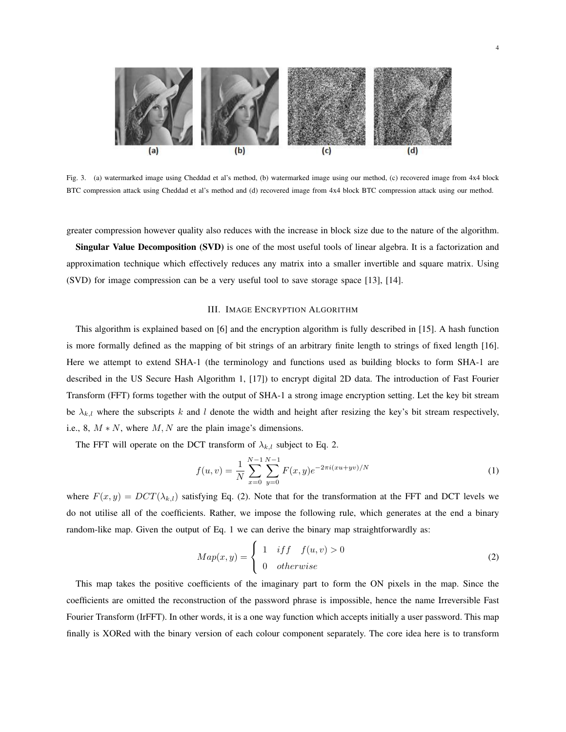Fig. 3. (a) watermarked image using Cheddad et al's method, (b) watermarked image using our method, (c) recovered image from 4x4 block BTC compression attack using Cheddad et al's method and (d) recovered image from 4x4 block BTC compression attack using our method.

greater compression however quality also reduces with the increase in block size due to the nature of the algorithm.

**Singular Value Decomposition (SVD)** is one of the most useful tools of linear algebra. It is a factorization and approximation technique which effectively reduces any matrix into a smaller invertible and square matrix. Using (SVD) for image compression can be a very useful tool to save storage space [13], [14].

## III. Image Encryption Algorithm

This algorithm is explained based on [6] and the encryption algorithm is fully described in [15]. A hash function is more formally defined as the mapping of bit strings of an arbitrary finite length to strings of fixed length [16]. Here we attempt to extend SHA-1 (the terminology and functions used as building blocks to form SHA-1 are described in the US Secure Hash Algorithm 1, [17]) to encrypt digital 2D data. The introduction of Fast Fourier Transform (FFT) forms together with the output of SHA-1 a strong image encryption setting. Let the key bit stream be $\lambda_{k,l}$ where the subscripts $k$ and $l$ denote the width and height after resizing the key's bit stream respectively, i.e., 8, $M * N$, where $M, N$ are the plain image's dimensions.

The FFT will operate on the DCT transform of $\lambda_{k,l}$ subject to Eq. 2.

$$f(u,v) = \frac{1}{N} \sum_{x=0}^{N-1} \sum_{y=0}^{N-1} F(x,y) e^{-2\pi i (xu+yv)/N} \tag{1}$$

where $F(x,y) = DCT(\lambda_{k,l})$ satisfying Eq. (2). Note that for the transformation at the FFT and DCT levels we do not utilise all of the coefficients. Rather, we impose the following rule, which generates at the end a binary random-like map. Given the output of Eq. 1 we can derive the binary map straightforwardly as:

$$Map(x,y) = \begin{cases} 1 & iff \quad f(u,v) > 0 \\ 0 & otherwise \end{cases} \tag{2}$$

This map takes the positive coefficients of the imaginary part to form the ON pixels in the map. Since the coefficients are omitted the reconstruction of the password phrase is impossible, hence the name Irreversible Fast Fourier Transform (IrFFT). In other words, it is a one way function which accepts initially a user password. This map finally is XORed with the binary version of each colour component separately. The core idea here is to transform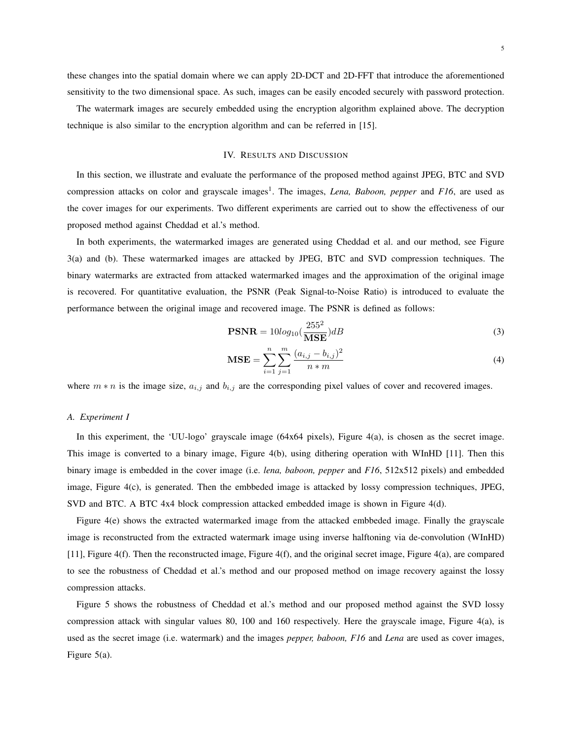these changes into the spatial domain where we can apply 2D-DCT and 2D-FFT that introduce the aforementioned sensitivity to the two dimensional space. As such, images can be easily encoded securely with password protection.

The watermark images are securely embedded using the encryption algorithm explained above. The decryption technique is also similar to the encryption algorithm and can be referred in [15].

## IV. Results and Discussion

In this section, we illustrate and evaluate the performance of the proposed method against JPEG, BTC and SVD compression attacks on color and grayscale images[1]. The images, *Lena, Baboon, pepper* and *F16*, are used as the cover images for our experiments. Two different experiments are carried out to show the effectiveness of our proposed method against Cheddad et al.'s method.

In both experiments, the watermarked images are generated using Cheddad et al. and our method, see Figure 3(a) and (b). These watermarked images are attacked by JPEG, BTC and SVD compression techniques. The binary watermarks are extracted from attacked watermarked images and the approximation of the original image is recovered. For quantitative evaluation, the PSNR (Peak Signal-to-Noise Ratio) is introduced to evaluate the performance between the original image and recovered image. The PSNR is defined as follows:

$$\mathbf{PSNR} = 10log_{10}(\frac{255^2}{\mathbf{MSE}})dB \tag{3}$$

$$\mathbf{MSE} = \sum_{i=1}^{n}\sum_{j=1}^{m}\frac{(a_{i,j}-b_{i,j})^2}{n*m} \tag{4}$$

where $m*n$ is the image size, $a_{i,j}$ and $b_{i,j}$ are the corresponding pixel values of cover and recovered images.

### A. Experiment I

In this experiment, the 'UU-logo' grayscale image (64x64 pixels), Figure 4(a), is chosen as the secret image. This image is converted to a binary image, Figure 4(b), using dithering operation with WInHD [11]. Then this binary image is embedded in the cover image (i.e. *lena, baboon, pepper* and *F16*, 512x512 pixels) and embedded image, Figure 4(c), is generated. Then the embbeded image is attacked by lossy compression techniques, JPEG, SVD and BTC. A BTC 4x4 block compression attacked embedded image is shown in Figure 4(d).

Figure 4(e) shows the extracted watermarked image from the attacked embbeded image. Finally the grayscale image is reconstructed from the extracted watermark image using inverse halftoning via de-convolution (WInHD) [11], Figure 4(f). Then the reconstructed image, Figure 4(f), and the original secret image, Figure 4(a), are compared to see the robustness of Cheddad et al.'s method and our proposed method on image recovery against the lossy compression attacks.

Figure 5 shows the robustness of Cheddad et al.'s method and our proposed method against the SVD lossy compression attack with singular values 80, 100 and 160 respectively. Here the grayscale image, Figure 4(a), is used as the secret image (i.e. watermark) and the images *pepper, baboon, F16* and *Lena* are used as cover images, Figure 5(a).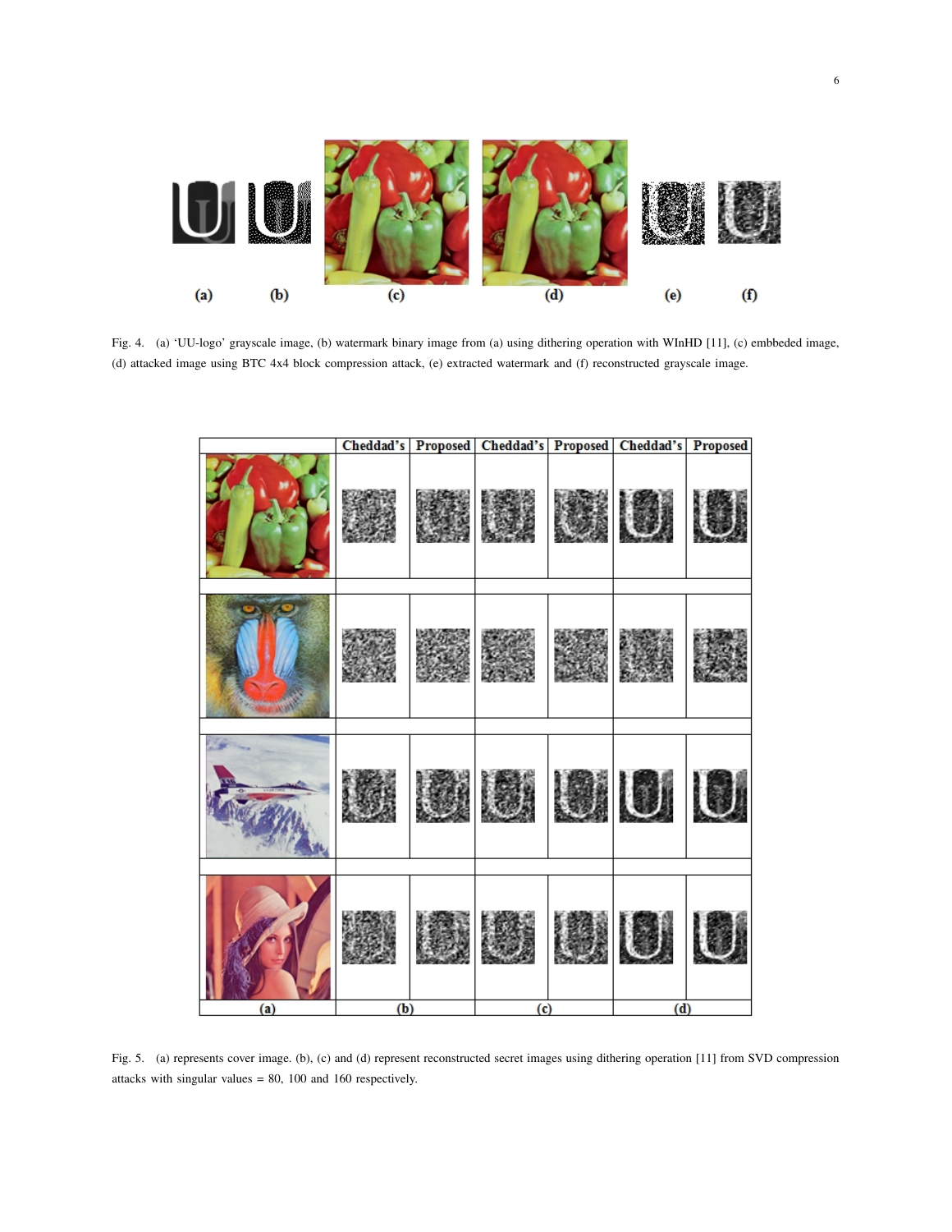Fig. 4. (a) 'UU-logo' grayscale image, (b) watermark binary image from (a) using dithering operation with WInHD [11], (c) embbeded image, (d) attacked image using BTC 4x4 block compression attack, (e) extracted watermark and (f) reconstructed grayscale image.

Fig. 5. (a) represents cover image. (b), (c) and (d) represent reconstructed secret images using dithering operation [11] from SVD compression attacks with singular values = 80, 100 and 160 respectively.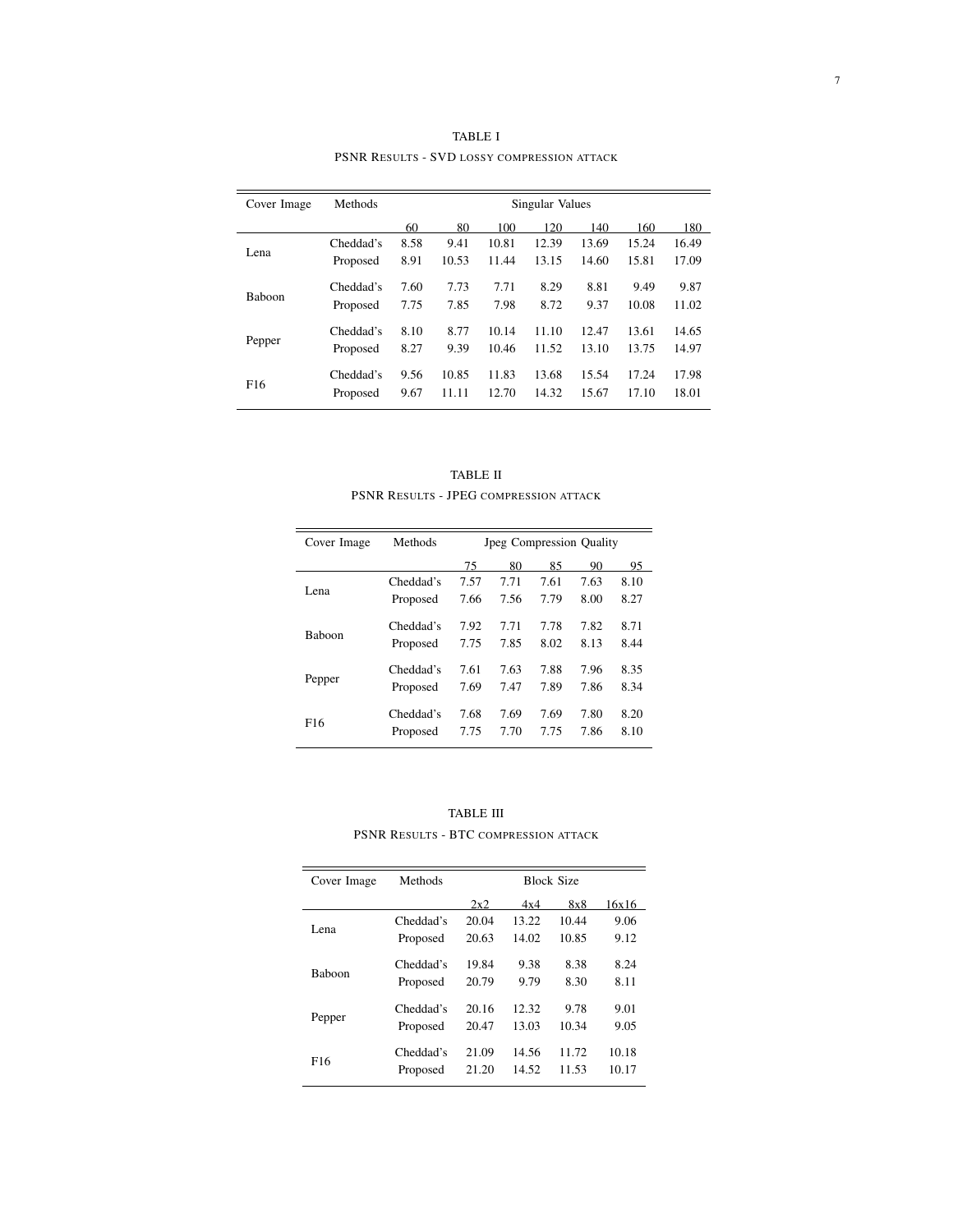TABLE I

PSNR Results - SVD lossy compression attack

| Cover Image | Methods | Singular Values | | | | | | |
|---|---|---|---|---|---|---|---|---|
| | | 60 | 80 | 100 | 120 | 140 | 160 | 180 |
| Lena | Cheddad's | 8.58 | 9.41 | 10.81 | 12.39 | 13.69 | 15.24 | 16.49 |
| | Proposed | 8.91 | 10.53 | 11.44 | 13.15 | 14.60 | 15.81 | 17.09 |
| Baboon | Cheddad's | 7.60 | 7.73 | 7.71 | 8.29 | 8.81 | 9.49 | 9.87 |
| | Proposed | 7.75 | 7.85 | 7.98 | 8.72 | 9.37 | 10.08 | 11.02 |
| Pepper | Cheddad's | 8.10 | 8.77 | 10.14 | 11.10 | 12.47 | 13.61 | 14.65 |
| | Proposed | 8.27 | 9.39 | 10.46 | 11.52 | 13.10 | 13.75 | 14.97 |
| F16 | Cheddad's | 9.56 | 10.85 | 11.83 | 13.68 | 15.54 | 17.24 | 17.98 |
| | Proposed | 9.67 | 11.11 | 12.70 | 14.32 | 15.67 | 17.10 | 18.01 |

TABLE II

PSNR Results - JPEG compression attack

| Cover Image | Methods | Jpeg Compression Quality | | | | |
|---|---|---|---|---|---|---|
| | | 75 | 80 | 85 | 90 | 95 |
| Lena | Cheddad's | 7.57 | 7.71 | 7.61 | 7.63 | 8.10 |
| | Proposed | 7.66 | 7.56 | 7.79 | 8.00 | 8.27 |
| Baboon | Cheddad's | 7.92 | 7.71 | 7.78 | 7.82 | 8.71 |
| | Proposed | 7.75 | 7.85 | 8.02 | 8.13 | 8.44 |
| Pepper | Cheddad's | 7.61 | 7.63 | 7.88 | 7.96 | 8.35 |
| | Proposed | 7.69 | 7.47 | 7.89 | 7.86 | 8.34 |
| F16 | Cheddad's | 7.68 | 7.69 | 7.69 | 7.80 | 8.20 |
| | Proposed | 7.75 | 7.70 | 7.75 | 7.86 | 8.10 |

TABLE III

PSNR Results - BTC compression attack

| Cover Image | Methods | Block Size | | | |
|---|---|---|---|---|---|
| | | 2x2 | 4x4 | 8x8 | 16x16 |
| Lena | Cheddad's | 20.04 | 13.22 | 10.44 | 9.06 |
| | Proposed | 20.63 | 14.02 | 10.85 | 9.12 |
| Baboon | Cheddad's | 19.84 | 9.38 | 8.38 | 8.24 |
| | Proposed | 20.79 | 9.79 | 8.30 | 8.11 |
| Pepper | Cheddad's | 20.16 | 12.32 | 9.78 | 9.01 |
| | Proposed | 20.47 | 13.03 | 10.34 | 9.05 |
| F16 | Cheddad's | 21.09 | 14.56 | 11.72 | 10.18 |
| | Proposed | 21.20 | 14.52 | 11.53 | 10.17 |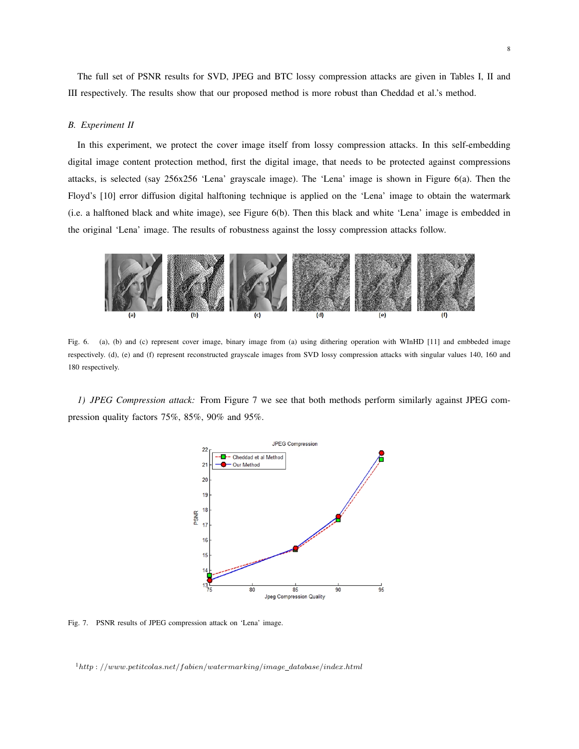The full set of PSNR results for SVD, JPEG and BTC lossy compression attacks are given in Tables I, II and III respectively. The results show that our proposed method is more robust than Cheddad et al.'s method.

### B. Experiment II

In this experiment, we protect the cover image itself from lossy compression attacks. In this self-embedding digital image content protection method, first the digital image, that needs to be protected against compressions attacks, is selected (say 256x256 'Lena' grayscale image). The 'Lena' image is shown in Figure 6(a). Then the Floyd's [10] error diffusion digital halftoning technique is applied on the 'Lena' image to obtain the watermark (i.e. a halftoned black and white image), see Figure 6(b). Then this black and white 'Lena' image is embedded in the original 'Lena' image. The results of robustness against the lossy compression attacks follow.

Fig. 6. (a), (b) and (c) represent cover image, binary image from (a) using dithering operation with WInHD [11] and embbeded image respectively. (d), (e) and (f) represent reconstructed grayscale images from SVD lossy compression attacks with singular values 140, 160 and 180 respectively.

*1) JPEG Compression attack:* From Figure 7 we see that both methods perform similarly against JPEG compression quality factors 75%, 85%, 90% and 95%.

Fig. 7. PSNR results of JPEG compression attack on 'Lena' image.

[1] *http://www.petitcolas.net/fabien/watermarking/image_database/index.html*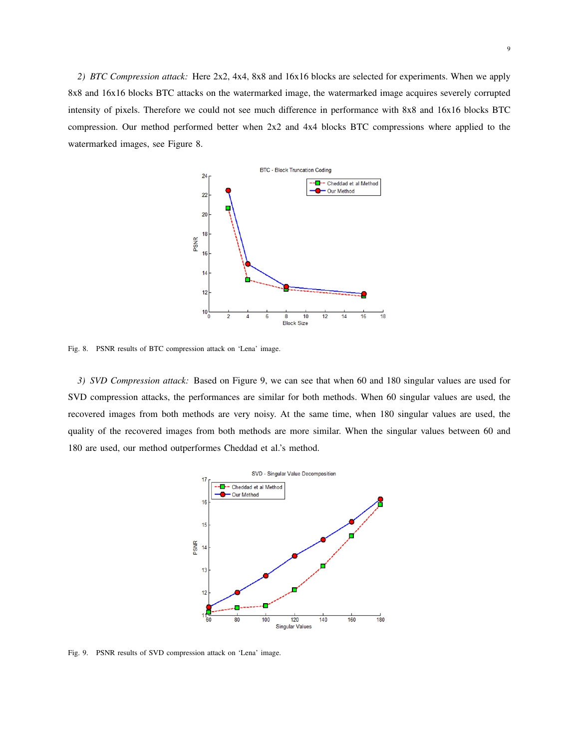*2) BTC Compression attack:* Here 2x2, 4x4, 8x8 and 16x16 blocks are selected for experiments. When we apply 8x8 and 16x16 blocks BTC attacks on the watermarked image, the watermarked image acquires severely corrupted intensity of pixels. Therefore we could not see much difference in performance with 8x8 and 16x16 blocks BTC compression. Our method performed better when 2x2 and 4x4 blocks BTC compressions where applied to the watermarked images, see Figure 8.

Fig. 8. PSNR results of BTC compression attack on 'Lena' image.

*3) SVD Compression attack:* Based on Figure 9, we can see that when 60 and 180 singular values are used for SVD compression attacks, the performances are similar for both methods. When 60 singular values are used, the recovered images from both methods are very noisy. At the same time, when 180 singular values are used, the quality of the recovered images from both methods are more similar. When the singular values between 60 and 180 are used, our method outperformes Cheddad et al.'s method.

Fig. 9. PSNR results of SVD compression attack on 'Lena' image.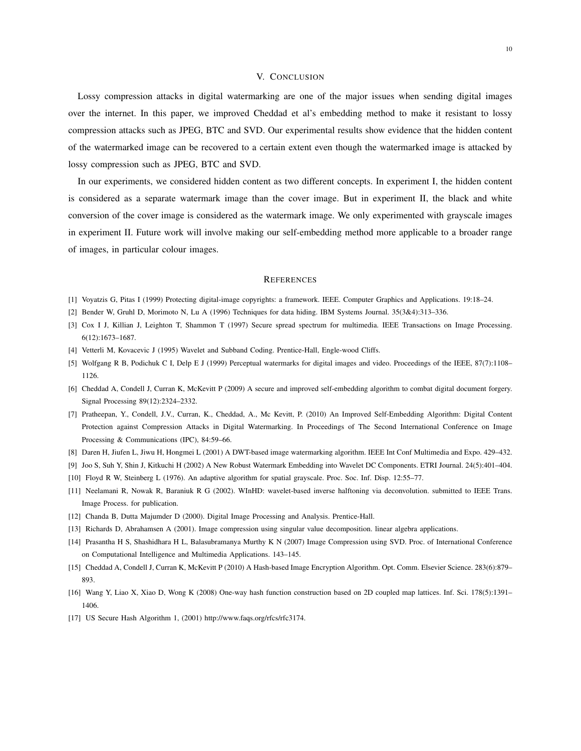## V. Conclusion

Lossy compression attacks in digital watermarking are one of the major issues when sending digital images over the internet. In this paper, we improved Cheddad et al's embedding method to make it resistant to lossy compression attacks such as JPEG, BTC and SVD. Our experimental results show evidence that the hidden content of the watermarked image can be recovered to a certain extent even though the watermarked image is attacked by lossy compression such as JPEG, BTC and SVD.

In our experiments, we considered hidden content as two different concepts. In experiment I, the hidden content is considered as a separate watermark image than the cover image. But in experiment II, the black and white conversion of the cover image is considered as the watermark image. We only experimented with grayscale images in experiment II. Future work will involve making our self-embedding method more applicable to a broader range of images, in particular colour images.

## References

[1] Voyatzis G, Pitas I (1999) Protecting digital-image copyrights: a framework. IEEE. Computer Graphics and Applications. 19:18–24.

[2] Bender W, Gruhl D, Morimoto N, Lu A (1996) Techniques for data hiding. IBM Systems Journal. 35(3&4):313–336.

[3] Cox I J, Killian J, Leighton T, Shammon T (1997) Secure spread spectrum for multimedia. IEEE Transactions on Image Processing. 6(12):1673–1687.

[4] Vetterli M, Kovacevic J (1995) Wavelet and Subband Coding. Prentice-Hall, Engle-wood Cliffs.

[5] Wolfgang R B, Podichuk C I, Delp E J (1999) Perceptual watermarks for digital images and video. Proceedings of the IEEE, 87(7):1108–1126.

[6] Cheddad A, Condell J, Curran K, McKevitt P (2009) A secure and improved self-embedding algorithm to combat digital document forgery. Signal Processing 89(12):2324–2332.

[7] Pratheepan, Y., Condell, J.V., Curran, K., Cheddad, A., Mc Kevitt, P. (2010) An Improved Self-Embedding Algorithm: Digital Content Protection against Compression Attacks in Digital Watermarking. In Proceedings of The Second International Conference on Image Processing & Communications (IPC), 84:59–66.

[8] Daren H, Jiufen L, Jiwu H, Hongmei L (2001) A DWT-based image watermarking algorithm. IEEE Int Conf Multimedia and Expo. 429–432.

[9] Joo S, Suh Y, Shin J, Kitkuchi H (2002) A New Robust Watermark Embedding into Wavelet DC Components. ETRI Journal. 24(5):401–404.

[10] Floyd R W, Steinberg L (1976). An adaptive algorithm for spatial grayscale. Proc. Soc. Inf. Disp. 12:55–77.

[11] Neelamani R, Nowak R, Baraniuk R G (2002). WInHD: wavelet-based inverse halftoning via deconvolution. submitted to IEEE Trans. Image Process. for publication.

[12] Chanda B, Dutta Majumder D (2000). Digital Image Processing and Analysis. Prentice-Hall.

[13] Richards D, Abrahamsen A (2001). Image compression using singular value decomposition. linear algebra applications.

[14] Prasantha H S, Shashidhara H L, Balasubramanya Murthy K N (2007) Image Compression using SVD. Proc. of International Conference on Computational Intelligence and Multimedia Applications. 143–145.

[15] Cheddad A, Condell J, Curran K, McKevitt P (2010) A Hash-based Image Encryption Algorithm. Opt. Comm. Elsevier Science. 283(6):879–893.

[16] Wang Y, Liao X, Xiao D, Wong K (2008) One-way hash function construction based on 2D coupled map lattices. Inf. Sci. 178(5):1391–1406.

[17] US Secure Hash Algorithm 1, (2001) http://www.faqs.org/rfcs/rfc3174.